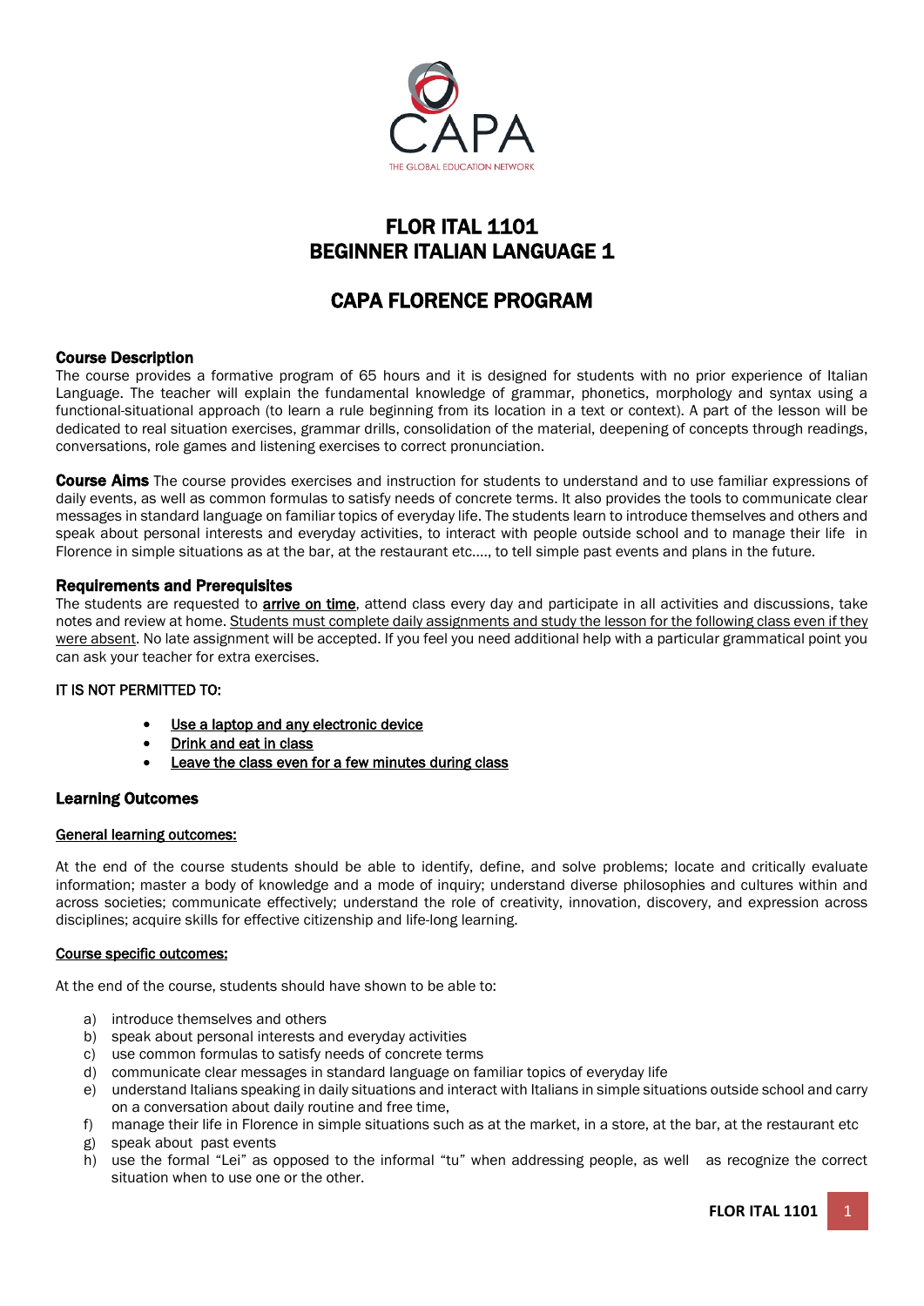CAPA
THE GLOBAL EDUCATION NETWORK

# FLOR ITAL 1101
# BEGINNER ITALIAN LANGUAGE 1

## CAPA FLORENCE PROGRAM

### Course Description

The course provides a formative program of 65 hours and it is designed for students with no prior experience of Italian Language. The teacher will explain the fundamental knowledge of grammar, phonetics, morphology and syntax using a functional-situational approach (to learn a rule beginning from its location in a text or context). A part of the lesson will be dedicated to real situation exercises, grammar drills, consolidation of the material, deepening of concepts through readings, conversations, role games and listening exercises to correct pronunciation.

**Course Aims** The course provides exercises and instruction for students to understand and to use familiar expressions of daily events, as well as common formulas to satisfy needs of concrete terms. It also provides the tools to communicate clear messages in standard language on familiar topics of everyday life. The students learn to introduce themselves and others and speak about personal interests and everyday activities, to interact with people outside school and to manage their life in Florence in simple situations as at the bar, at the restaurant etc…., to tell simple past events and plans in the future.

### Requirements and Prerequisites

The students are requested to **arrive on time**, attend class every day and participate in all activities and discussions, take notes and review at home. Students must complete daily assignments and study the lesson for the following class even if they were absent. No late assignment will be accepted. If you feel you need additional help with a particular grammatical point you can ask your teacher for extra exercises.

IT IS NOT PERMITTED TO:

- Use a laptop and any electronic device
- Drink and eat in class
- Leave the class even for a few minutes during class

### Learning Outcomes

General learning outcomes:

At the end of the course students should be able to identify, define, and solve problems; locate and critically evaluate information; master a body of knowledge and a mode of inquiry; understand diverse philosophies and cultures within and across societies; communicate effectively; understand the role of creativity, innovation, discovery, and expression across disciplines; acquire skills for effective citizenship and life-long learning.

Course specific outcomes:

At the end of the course, students should have shown to be able to:

a) introduce themselves and others
b) speak about personal interests and everyday activities
c) use common formulas to satisfy needs of concrete terms
d) communicate clear messages in standard language on familiar topics of everyday life
e) understand Italians speaking in daily situations and interact with Italians in simple situations outside school and carry on a conversation about daily routine and free time,
f) manage their life in Florence in simple situations such as at the market, in a store, at the bar, at the restaurant etc
g) speak about past events
h) use the formal “Lei” as opposed to the informal “tu” when addressing people, as well as recognize the correct situation when to use one or the other.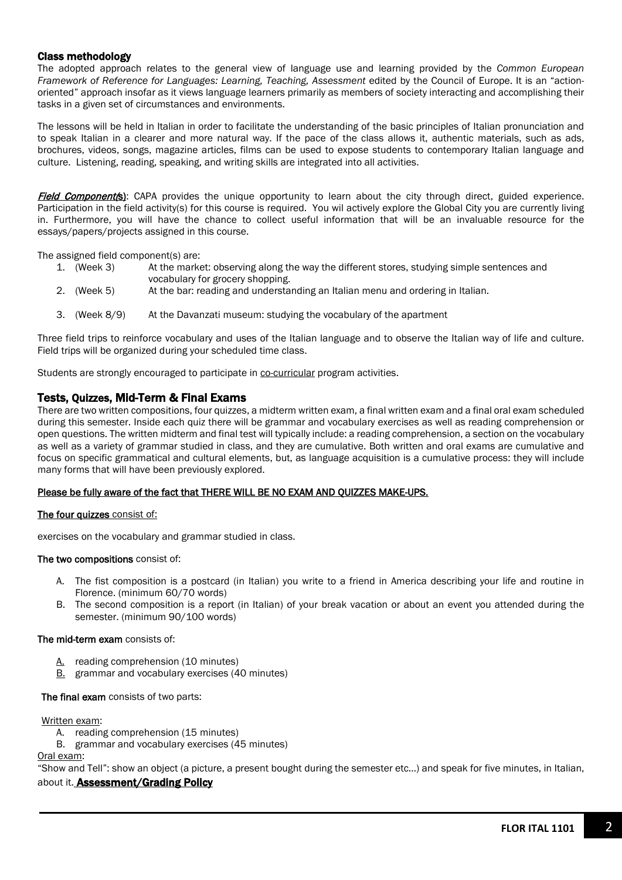### Class methodology

The adopted approach relates to the general view of language use and learning provided by the *Common European Framework of Reference for Languages: Learning, Teaching, Assessment* edited by the Council of Europe. It is an "action-oriented" approach insofar as it views language learners primarily as members of society interacting and accomplishing their tasks in a given set of circumstances and environments.

The lessons will be held in Italian in order to facilitate the understanding of the basic principles of Italian pronunciation and to speak Italian in a clearer and more natural way. If the pace of the class allows it, authentic materials, such as ads, brochures, videos, songs, magazine articles, films can be used to expose students to contemporary Italian language and culture. Listening, reading, speaking, and writing skills are integrated into all activities.

***Field Component(s)***: CAPA provides the unique opportunity to learn about the city through direct, guided experience. Participation in the field activity(s) for this course is required. You wil actively explore the Global City you are currently living in. Furthermore, you will have the chance to collect useful information that will be an invaluable resource for the essays/papers/projects assigned in this course.

The assigned field component(s) are:

1. (Week 3) At the market: observing along the way the different stores, studying simple sentences and vocabulary for grocery shopping.
2. (Week 5) At the bar: reading and understanding an Italian menu and ordering in Italian.
3. (Week 8/9) At the Davanzati museum: studying the vocabulary of the apartment

Three field trips to reinforce vocabulary and uses of the Italian language and to observe the Italian way of life and culture. Field trips will be organized during your scheduled time class.

Students are strongly encouraged to participate in co-curricular program activities.

### Tests, Quizzes, Mid-Term & Final Exams

There are two written compositions, four quizzes, a midterm written exam, a final written exam and a final oral exam scheduled during this semester. Inside each quiz there will be grammar and vocabulary exercises as well as reading comprehension or open questions. The written midterm and final test will typically include: a reading comprehension, a section on the vocabulary as well as a variety of grammar studied in class, and they are cumulative. Both written and oral exams are cumulative and focus on specific grammatical and cultural elements, but, as language acquisition is a cumulative process: they will include many forms that will have been previously explored.

**Please be fully aware of the fact that THERE WILL BE NO EXAM AND QUIZZES MAKE-UPS.**

**The four quizzes** consist of:

exercises on the vocabulary and grammar studied in class.

**The two compositions** consist of:

A. The fist composition is a postcard (in Italian) you write to a friend in America describing your life and routine in Florence. (minimum 60/70 words)
B. The second composition is a report (in Italian) of your break vacation or about an event you attended during the semester. (minimum 90/100 words)

**The mid-term exam** consists of:

A. reading comprehension (10 minutes)
B. grammar and vocabulary exercises (40 minutes)

**The final exam** consists of two parts:

Written exam:

A. reading comprehension (15 minutes)
B. grammar and vocabulary exercises (45 minutes)

Oral exam:

"Show and Tell": show an object (a picture, a present bought during the semester etc…) and speak for five minutes, in Italian, about it.

### Assessment/Grading Policy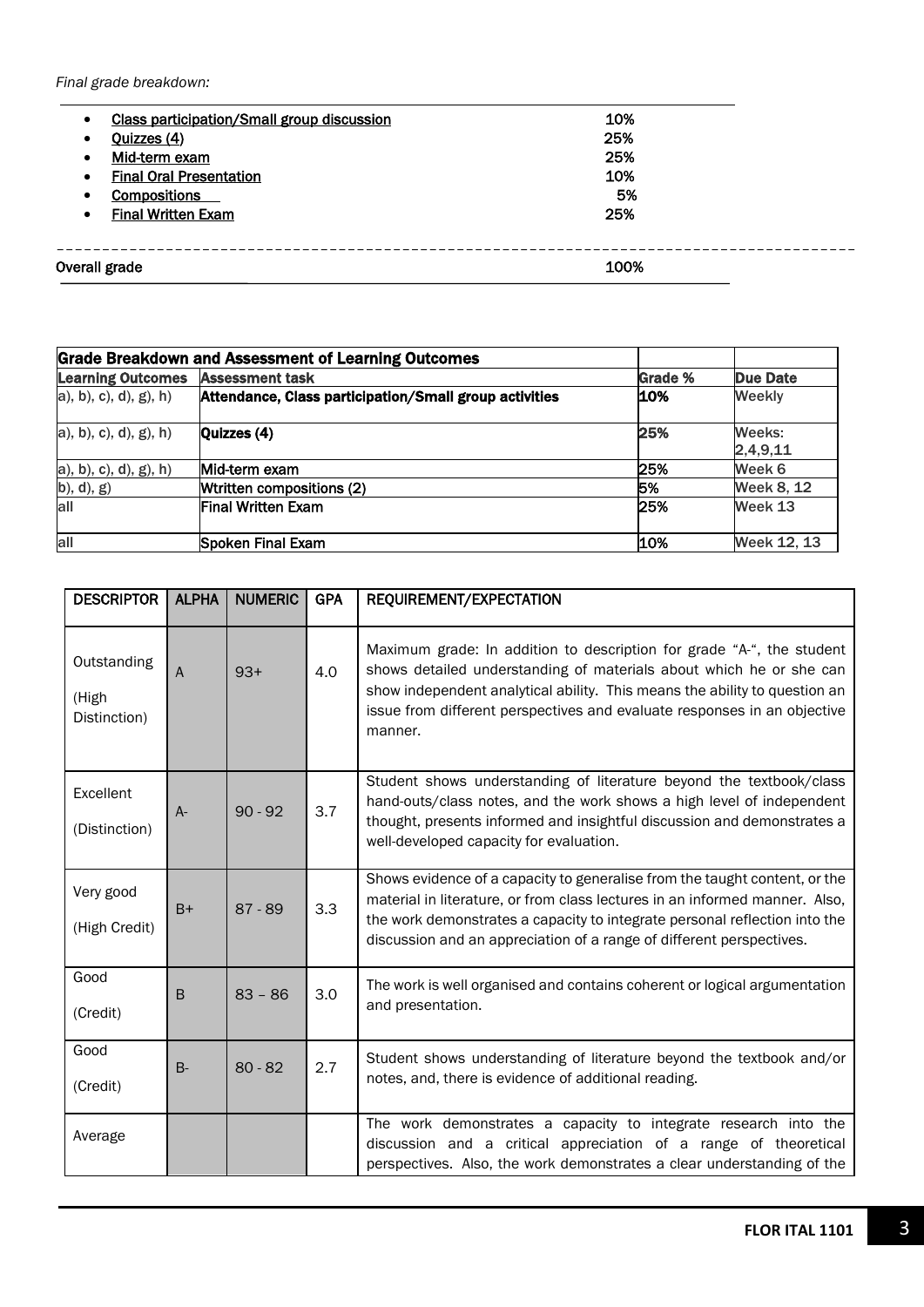*Final grade breakdown:*

- Class participation/Small group discussion — 10%
- Quizzes (4) — 25%
- Mid-term exam — 25%
- Final Oral Presentation — 10%
- Compositions — 5%
- Final Written Exam — 25%

---

Overall grade — 100%

| Grade Breakdown and Assessment of Learning Outcomes | | | |
|---|---|---|---|
| **Learning Outcomes** | **Assessment task** | **Grade %** | **Due Date** |
| a), b), c), d), g), h) | **Attendance, Class participation/Small group activities** | **10%** | Weekly |
| a), b), c), d), g), h) | **Quizzes (4)** | **25%** | Weeks: 2,4,9,11 |
| a), b), c), d), g), h) | Mid-term exam | 25% | Week 6 |
| b), d), g) | Wtritten compositions (2) | 5% | Week 8, 12 |
| all | Final Written Exam | 25% | Week 13 |
| all | Spoken Final Exam | 10% | Week 12, 13 |

| DESCRIPTOR | ALPHA | NUMERIC | GPA | REQUIREMENT/EXPECTATION |
|---|---|---|---|---|
| Outstanding (High Distinction) | A | 93+ | 4.0 | Maximum grade: In addition to description for grade "A-", the student shows detailed understanding of materials about which he or she can show independent analytical ability. This means the ability to question an issue from different perspectives and evaluate responses in an objective manner. |
| Excellent (Distinction) | A- | 90 - 92 | 3.7 | Student shows understanding of literature beyond the textbook/class hand-outs/class notes, and the work shows a high level of independent thought, presents informed and insightful discussion and demonstrates a well-developed capacity for evaluation. |
| Very good (High Credit) | B+ | 87 - 89 | 3.3 | Shows evidence of a capacity to generalise from the taught content, or the material in literature, or from class lectures in an informed manner. Also, the work demonstrates a capacity to integrate personal reflection into the discussion and an appreciation of a range of different perspectives. |
| Good (Credit) | B | 83 – 86 | 3.0 | The work is well organised and contains coherent or logical argumentation and presentation. |
| Good (Credit) | B- | 80 - 82 | 2.7 | Student shows understanding of literature beyond the textbook and/or notes, and, there is evidence of additional reading. |
| Average | | | | The work demonstrates a capacity to integrate research into the discussion and a critical appreciation of a range of theoretical perspectives. Also, the work demonstrates a clear understanding of the |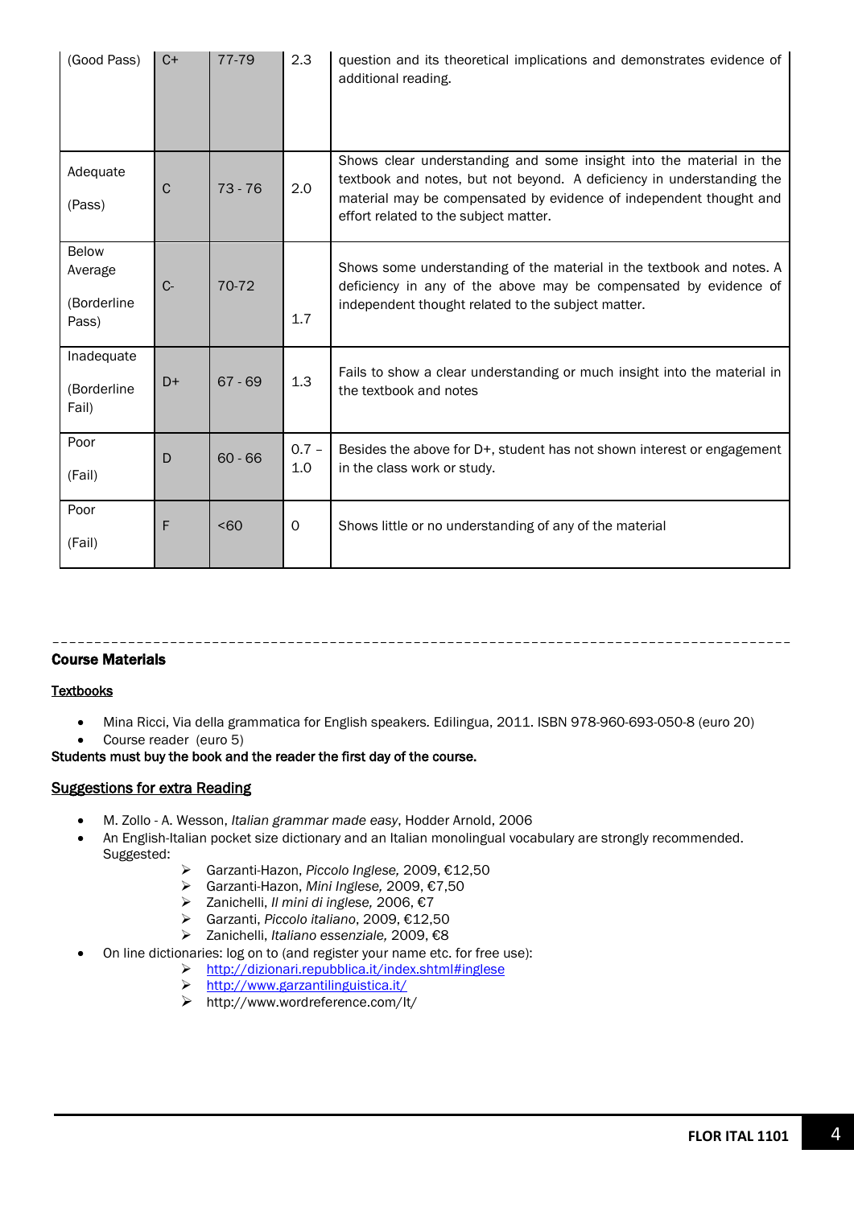| (Good Pass) | C+ | 77-79 | 2.3 | question and its theoretical implications and demonstrates evidence of additional reading. |
|---|---|---|---|---|
| Adequate (Pass) | C | 73 - 76 | 2.0 | Shows clear understanding and some insight into the material in the textbook and notes, but not beyond. A deficiency in understanding the material may be compensated by evidence of independent thought and effort related to the subject matter. |
| Below Average (Borderline Pass) | C- | 70-72 | 1.7 | Shows some understanding of the material in the textbook and notes. A deficiency in any of the above may be compensated by evidence of independent thought related to the subject matter. |
| Inadequate (Borderline Fail) | D+ | 67 - 69 | 1.3 | Fails to show a clear understanding or much insight into the material in the textbook and notes |
| Poor (Fail) | D | 60 - 66 | 0.7 – 1.0 | Besides the above for D+, student has not shown interest or engagement in the class work or study. |
| Poor (Fail) | F | <60 | 0 | Shows little or no understanding of any of the material |

---

## Course Materials

### Textbooks

- Mina Ricci, Via della grammatica for English speakers. Edilingua, 2011. ISBN 978-960-693-050-8 (euro 20)
- Course reader (euro 5)

**Students must buy the book and the reader the first day of the course.**

### Suggestions for extra Reading

- M. Zollo - A. Wesson, *Italian grammar made easy*, Hodder Arnold, 2006
- An English-Italian pocket size dictionary and an Italian monolingual vocabulary are strongly recommended. Suggested:
  - Garzanti-Hazon, *Piccolo Inglese,* 2009, €12,50
  - Garzanti-Hazon, *Mini Inglese,* 2009, €7,50
  - Zanichelli, *Il mini di inglese,* 2006, €7
  - Garzanti, *Piccolo italiano*, 2009, €12,50
  - Zanichelli, *Italiano essenziale,* 2009, €8
- On line dictionaries: log on to (and register your name etc. for free use):
  - http://dizionari.repubblica.it/index.shtml#inglese
  - http://www.garzantilinguistica.it/
  - http://www.wordreference.com/it/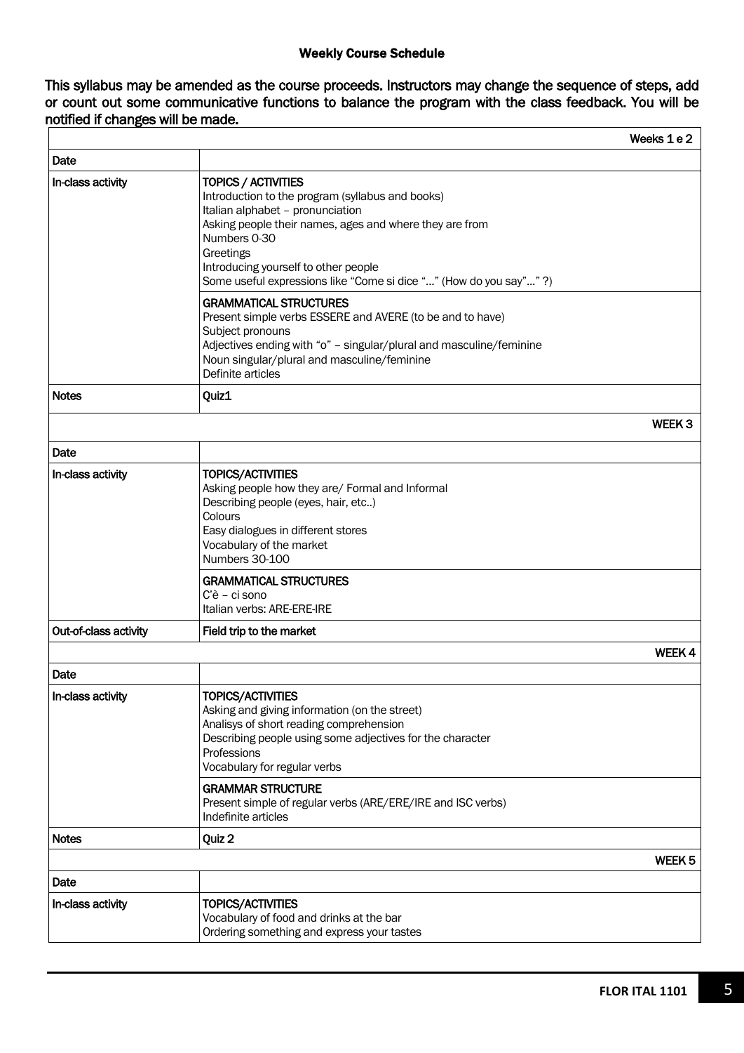### Weekly Course Schedule

**This syllabus may be amended as the course proceeds. Instructors may change the sequence of steps, add or count out some communicative functions to balance the program with the class feedback. You will be notified if changes will be made.**

| | Weeks 1 e 2 |
|---|---|
| Date | |
| In-class activity | TOPICS / ACTIVITIES<br>Introduction to the program (syllabus and books)<br>Italian alphabet – pronunciation<br>Asking people their names, ages and where they are from<br>Numbers 0-30<br>Greetings<br>Introducing yourself to other people<br>Some useful expressions like "Come si dice "…" (How do you say"…" ?) |
| | GRAMMATICAL STRUCTURES<br>Present simple verbs ESSERE and AVERE (to be and to have)<br>Subject pronouns<br>Adjectives ending with "o" – singular/plural and masculine/feminine<br>Noun singular/plural and masculine/feminine<br>Definite articles |
| Notes | Quiz1 |

| | WEEK 3 |
|---|---|
| Date | |
| In-class activity | TOPICS/ACTIVITIES<br>Asking people how they are/ Formal and Informal<br>Describing people (eyes, hair, etc..)<br>Colours<br>Easy dialogues in different stores<br>Vocabulary of the market<br>Numbers 30-100 |
| | GRAMMATICAL STRUCTURES<br>C'è – ci sono<br>Italian verbs: ARE-ERE-IRE |
| Out-of-class activity | Field trip to the market |

| | WEEK 4 |
|---|---|
| Date | |
| In-class activity | TOPICS/ACTIVITIES<br>Asking and giving information (on the street)<br>Analisys of short reading comprehension<br>Describing people using some adjectives for the character<br>Professions<br>Vocabulary for regular verbs |
| | GRAMMAR STRUCTURE<br>Present simple of regular verbs (ARE/ERE/IRE and ISC verbs)<br>Indefinite articles |
| Notes | Quiz 2 |

| | WEEK 5 |
|---|---|
| Date | |
| In-class activity | TOPICS/ACTIVITIES<br>Vocabulary of food and drinks at the bar<br>Ordering something and express your tastes |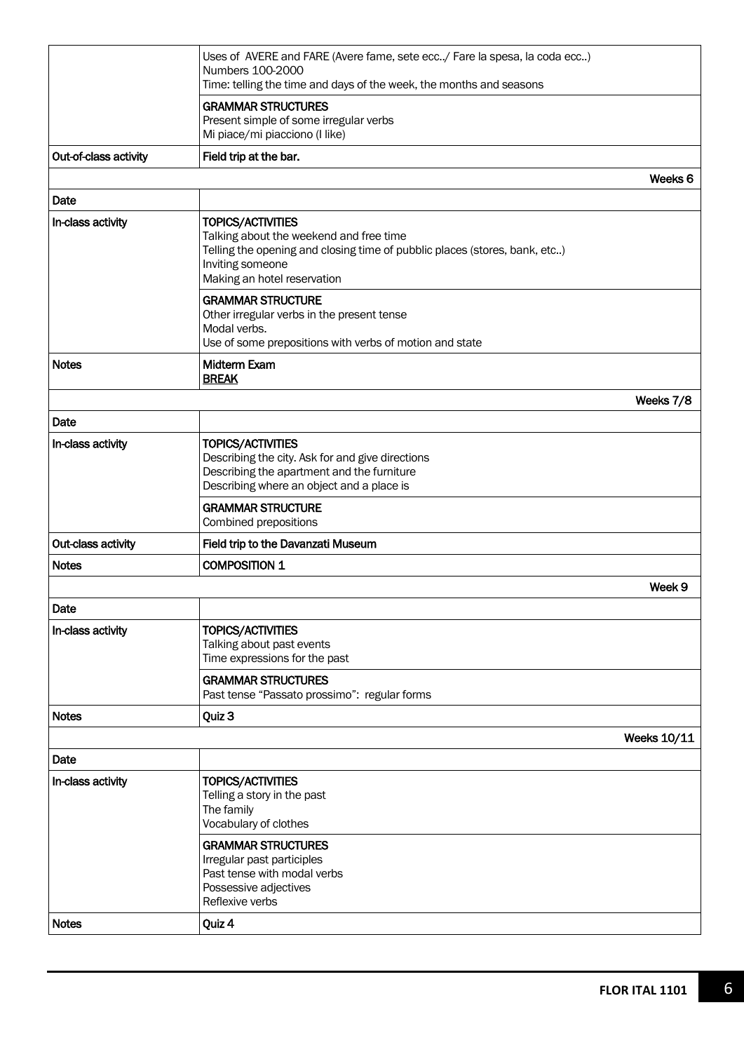| | |
|---|---|
| | Uses of AVERE and FARE (Avere fame, sete ecc../ Fare la spesa, la coda ecc..)<br>Numbers 100-2000<br>Time: telling the time and days of the week, the months and seasons |
| | **GRAMMAR STRUCTURES**<br>Present simple of some irregular verbs<br>Mi piace/mi piacciono (I like) |
| **Out-of-class activity** | **Field trip at the bar.** |
| | **Weeks 6** |
| **Date** | |
| **In-class activity** | **TOPICS/ACTIVITIES**<br>Talking about the weekend and free time<br>Telling the opening and closing time of pubblic places (stores, bank, etc..)<br>Inviting someone<br>Making an hotel reservation |
| | **GRAMMAR STRUCTURE**<br>Other irregular verbs in the present tense<br>Modal verbs.<br>Use of some prepositions with verbs of motion and state |
| **Notes** | **Midterm Exam**<br>**BREAK** |
| | **Weeks 7/8** |
| **Date** | |
| **In-class activity** | **TOPICS/ACTIVITIES**<br>Describing the city. Ask for and give directions<br>Describing the apartment and the furniture<br>Describing where an object and a place is |
| | **GRAMMAR STRUCTURE**<br>Combined prepositions |
| **Out-class activity** | **Field trip to the Davanzati Museum** |
| **Notes** | **COMPOSITION 1** |
| | **Week 9** |
| **Date** | |
| **In-class activity** | **TOPICS/ACTIVITIES**<br>Talking about past events<br>Time expressions for the past |
| | **GRAMMAR STRUCTURES**<br>Past tense "Passato prossimo": regular forms |
| **Notes** | **Quiz 3** |
| | **Weeks 10/11** |
| **Date** | |
| **In-class activity** | **TOPICS/ACTIVITIES**<br>Telling a story in the past<br>The family<br>Vocabulary of clothes |
| | **GRAMMAR STRUCTURES**<br>Irregular past participles<br>Past tense with modal verbs<br>Possessive adjectives<br>Reflexive verbs |
| **Notes** | **Quiz 4** |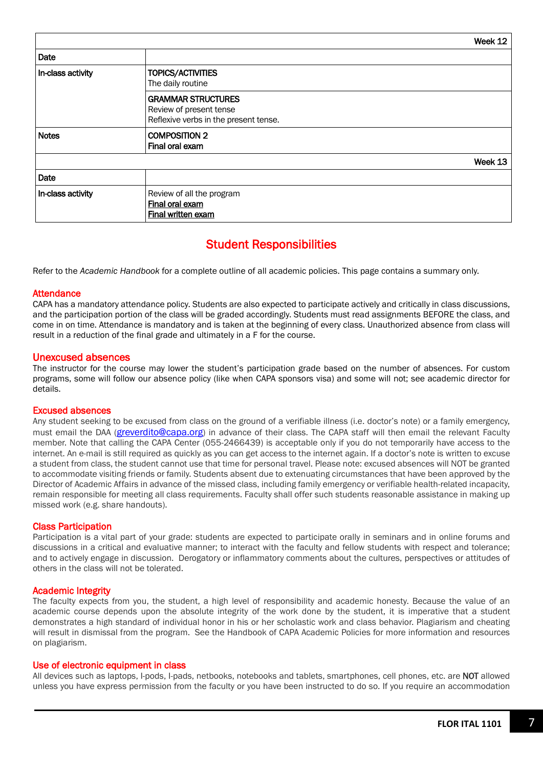| | Week 12 |
|---|---|
| **Date** | |
| **In-class activity** | **TOPICS/ACTIVITIES**<br>The daily routine |
| | **GRAMMAR STRUCTURES**<br>Review of present tense<br>Reflexive verbs in the present tense. |
| **Notes** | **COMPOSITION 2**<br>**Final oral exam** |
| | **Week 13** |
| **Date** | |
| **In-class activity** | Review of all the program<br>**Final oral exam**<br>**Final written exam** |

## Student Responsibilities

Refer to the *Academic Handbook* for a complete outline of all academic policies. This page contains a summary only.

### Attendance

CAPA has a mandatory attendance policy. Students are also expected to participate actively and critically in class discussions, and the participation portion of the class will be graded accordingly. Students must read assignments BEFORE the class, and come in on time. Attendance is mandatory and is taken at the beginning of every class. Unauthorized absence from class will result in a reduction of the final grade and ultimately in a F for the course.

### Unexcused absences

The instructor for the course may lower the student's participation grade based on the number of absences. For custom programs, some will follow our absence policy (like when CAPA sponsors visa) and some will not; see academic director for details.

### Excused absences

Any student seeking to be excused from class on the ground of a verifiable illness (i.e. doctor's note) or a family emergency, must email the DAA (greverdito@capa.org) in advance of their class. The CAPA staff will then email the relevant Faculty member. Note that calling the CAPA Center (055-2466439) is acceptable only if you do not temporarily have access to the internet. An e-mail is still required as quickly as you can get access to the internet again. If a doctor's note is written to excuse a student from class, the student cannot use that time for personal travel. Please note: excused absences will NOT be granted to accommodate visiting friends or family. Students absent due to extenuating circumstances that have been approved by the Director of Academic Affairs in advance of the missed class, including family emergency or verifiable health-related incapacity, remain responsible for meeting all class requirements. Faculty shall offer such students reasonable assistance in making up missed work (e.g. share handouts).

### Class Participation

Participation is a vital part of your grade: students are expected to participate orally in seminars and in online forums and discussions in a critical and evaluative manner; to interact with the faculty and fellow students with respect and tolerance; and to actively engage in discussion. Derogatory or inflammatory comments about the cultures, perspectives or attitudes of others in the class will not be tolerated.

### Academic Integrity

The faculty expects from you, the student, a high level of responsibility and academic honesty. Because the value of an academic course depends upon the absolute integrity of the work done by the student, it is imperative that a student demonstrates a high standard of individual honor in his or her scholastic work and class behavior. Plagiarism and cheating will result in dismissal from the program. See the Handbook of CAPA Academic Policies for more information and resources on plagiarism.

### Use of electronic equipment in class

All devices such as laptops, I-pods, I-pads, netbooks, notebooks and tablets, smartphones, cell phones, etc. are **NOT** allowed unless you have express permission from the faculty or you have been instructed to do so. If you require an accommodation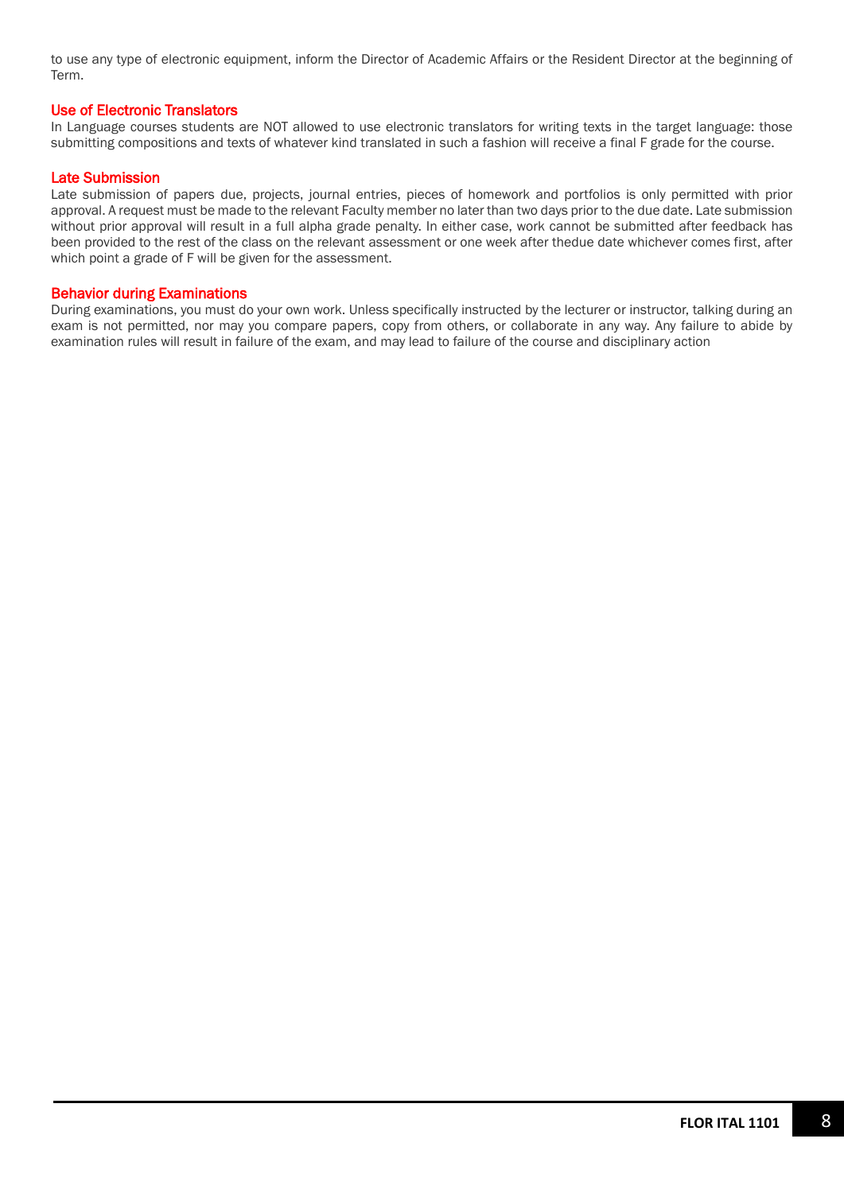to use any type of electronic equipment, inform the Director of Academic Affairs or the Resident Director at the beginning of Term.

### Use of Electronic Translators

In Language courses students are NOT allowed to use electronic translators for writing texts in the target language: those submitting compositions and texts of whatever kind translated in such a fashion will receive a final F grade for the course.

### Late Submission

Late submission of papers due, projects, journal entries, pieces of homework and portfolios is only permitted with prior approval. A request must be made to the relevant Faculty member no later than two days prior to the due date. Late submission without prior approval will result in a full alpha grade penalty. In either case, work cannot be submitted after feedback has been provided to the rest of the class on the relevant assessment or one week after thedue date whichever comes first, after which point a grade of F will be given for the assessment.

### Behavior during Examinations

During examinations, you must do your own work. Unless specifically instructed by the lecturer or instructor, talking during an exam is not permitted, nor may you compare papers, copy from others, or collaborate in any way. Any failure to abide by examination rules will result in failure of the exam, and may lead to failure of the course and disciplinary action